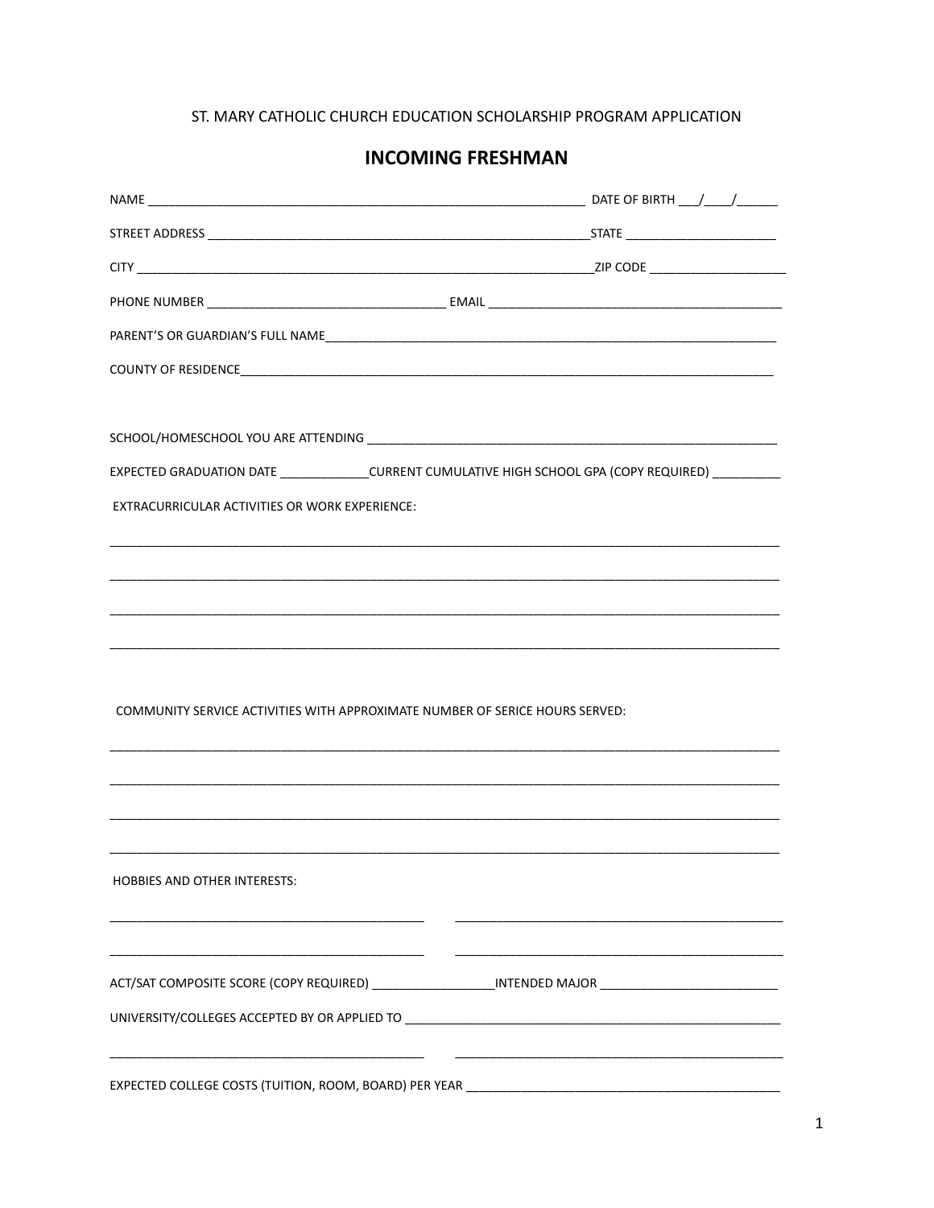ST. MARY CATHOLIC CHURCH EDUCATION SCHOLARSHIP PROGRAM APPLICATION

# INCOMING FRESHMAN

NAME ________________________________________________________________ DATE OF BIRTH ___/____/______

STREET ADDRESS _________________________________________________________STATE ______________________

CITY _____________________________________________________________________ZIP CODE ____________________

PHONE NUMBER ___________________________________ EMAIL ___________________________________________

PARENT'S OR GUARDIAN'S FULL NAME_____________________________________________________________________

COUNTY OF RESIDENCE_____________________________________________________________________________

SCHOOL/HOMESCHOOL YOU ARE ATTENDING _____________________________________________________________

EXPECTED GRADUATION DATE _____________CURRENT CUMULATIVE HIGH SCHOOL GPA (COPY REQUIRED) __________

EXTRACURRICULAR ACTIVITIES OR WORK EXPERIENCE:

____________________________________________________________________________________________________

____________________________________________________________________________________________________

____________________________________________________________________________________________________

____________________________________________________________________________________________________

COMMUNITY SERVICE ACTIVITIES WITH APPROXIMATE NUMBER OF SERICE HOURS SERVED:

____________________________________________________________________________________________________

____________________________________________________________________________________________________

____________________________________________________________________________________________________

____________________________________________________________________________________________________

HOBBIES AND OTHER INTERESTS:

______________________________________________ ______________________________________________

______________________________________________ ______________________________________________

ACT/SAT COMPOSITE SCORE (COPY REQUIRED) _________________INTENDED MAJOR _________________________

UNIVERSITY/COLLEGES ACCEPTED BY OR APPLIED TO _______________________________________________________

______________________________________________ ______________________________________________

EXPECTED COLLEGE COSTS (TUITION, ROOM, BOARD) PER YEAR ____________________________________________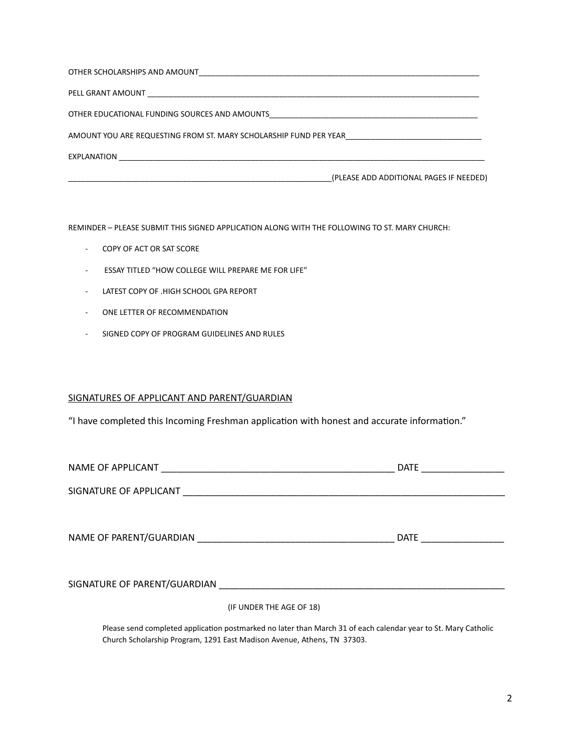OTHER SCHOLARSHIPS AND AMOUNT_____________________________________________________________________

PELL GRANT AMOUNT _________________________________________________________________________________

OTHER EDUCATIONAL FUNDING SOURCES AND AMOUNTS__________________________________________________

AMOUNT YOU ARE REQUESTING FROM ST. MARY SCHOLARSHIP FUND PER YEAR_______________________________

EXPLANATION _______________________________________________________________________________________

_______________________________________________________________(PLEASE ADD ADDITIONAL PAGES IF NEEDED)

REMINDER – PLEASE SUBMIT THIS SIGNED APPLICATION ALONG WITH THE FOLLOWING TO ST. MARY CHURCH:

- COPY OF ACT OR SAT SCORE
- ESSAY TITLED "HOW COLLEGE WILL PREPARE ME FOR LIFE"
- LATEST COPY OF .HIGH SCHOOL GPA REPORT
- ONE LETTER OF RECOMMENDATION
- SIGNED COPY OF PROGRAM GUIDELINES AND RULES

SIGNATURES OF APPLICANT AND PARENT/GUARDIAN

"I have completed this Incoming Freshman application with honest and accurate information."

NAME OF APPLICANT _______________________________________________ DATE ________________

SIGNATURE OF APPLICANT ______________________________________________________________

NAME OF PARENT/GUARDIAN ______________________________________ DATE ________________

SIGNATURE OF PARENT/GUARDIAN _______________________________________________________

(IF UNDER THE AGE OF 18)

Please send completed application postmarked no later than March 31 of each calendar year to St. Mary Catholic Church Scholarship Program, 1291 East Madison Avenue, Athens, TN 37303.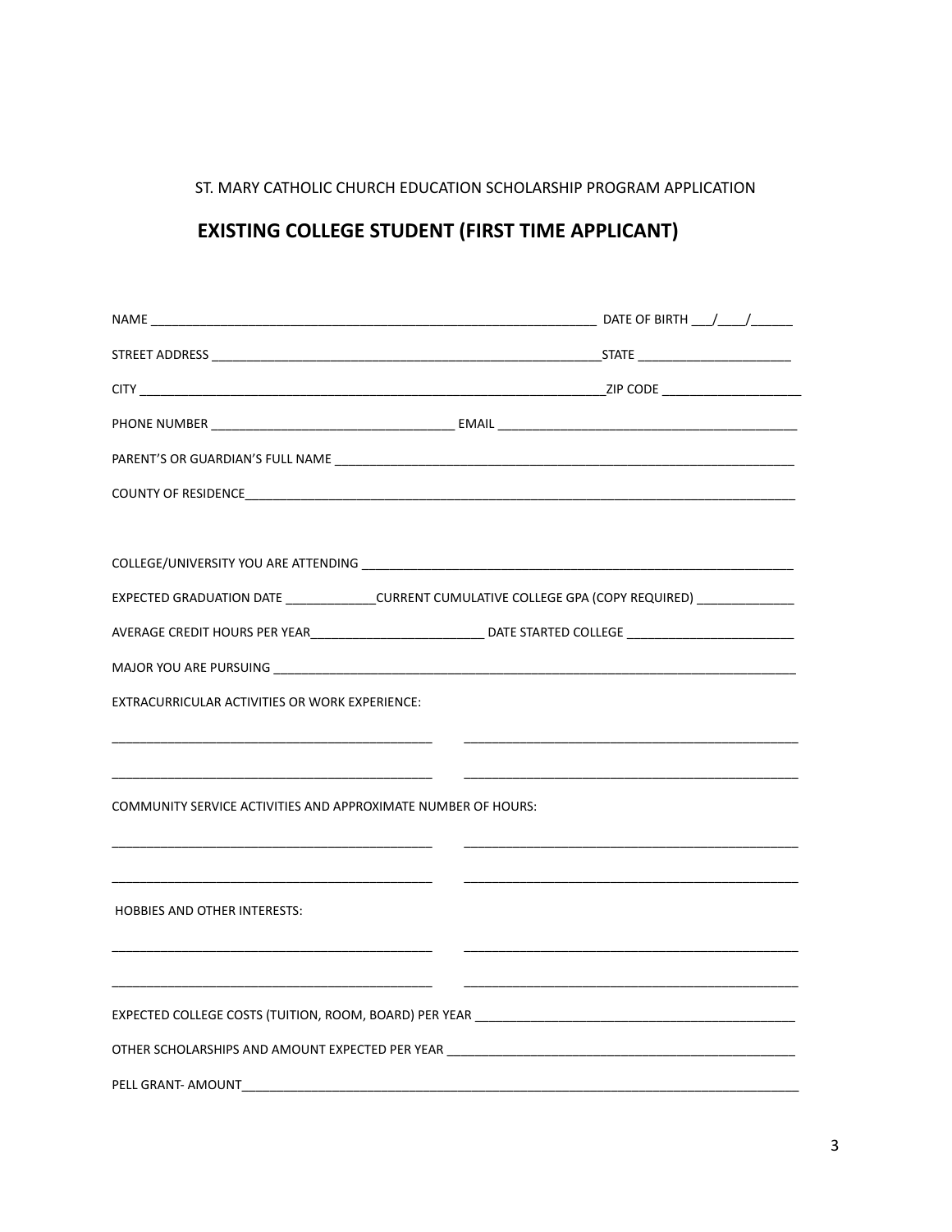ST. MARY CATHOLIC CHURCH EDUCATION SCHOLARSHIP PROGRAM APPLICATION

## EXISTING COLLEGE STUDENT (FIRST TIME APPLICANT)

NAME ______________________________________________________________ DATE OF BIRTH ___/____/______

STREET ADDRESS _______________________________________________________STATE _____________________

CITY _______________________________________________________________ZIP CODE ___________________

PHONE NUMBER _________________________________ EMAIL ________________________________________

PARENT'S OR GUARDIAN'S FULL NAME ______________________________________________________________

COUNTY OF RESIDENCE______________________________________________________________________________

COLLEGE/UNIVERSITY YOU ARE ATTENDING ___________________________________________________________

EXPECTED GRADUATION DATE _____________CURRENT CUMULATIVE COLLEGE GPA (COPY REQUIRED) _____________

AVERAGE CREDIT HOURS PER YEAR________________________ DATE STARTED COLLEGE ______________________

MAJOR YOU ARE PURSUING _______________________________________________________________________

EXTRACURRICULAR ACTIVITIES OR WORK EXPERIENCE:

_____________________________________________ _____________________________________________

_____________________________________________ _____________________________________________

COMMUNITY SERVICE ACTIVITIES AND APPROXIMATE NUMBER OF HOURS:

_____________________________________________ _____________________________________________

_____________________________________________ _____________________________________________

HOBBIES AND OTHER INTERESTS:

_____________________________________________ _____________________________________________

_____________________________________________ _____________________________________________

EXPECTED COLLEGE COSTS (TUITION, ROOM, BOARD) PER YEAR ____________________________________________

OTHER SCHOLARSHIPS AND AMOUNT EXPECTED PER YEAR ________________________________________________

PELL GRANT- AMOUNT__________________________________________________________________________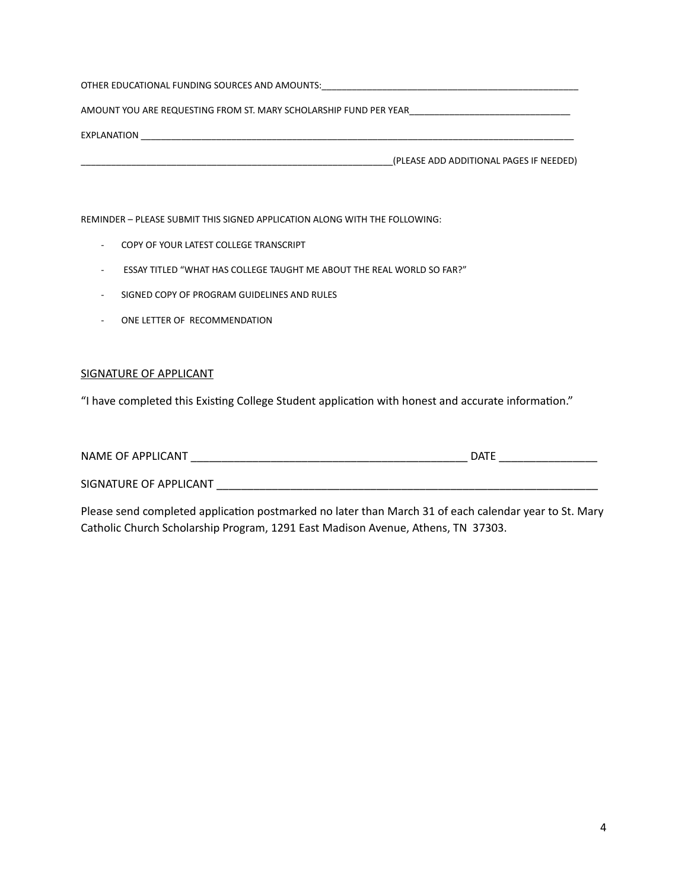OTHER EDUCATIONAL FUNDING SOURCES AND AMOUNTS:_____________________________________________________

AMOUNT YOU ARE REQUESTING FROM ST. MARY SCHOLARSHIP FUND PER YEAR________________________________

EXPLANATION _____________________________________________________________________________________

________________________________________________________________(PLEASE ADD ADDITIONAL PAGES IF NEEDED)

REMINDER – PLEASE SUBMIT THIS SIGNED APPLICATION ALONG WITH THE FOLLOWING:

- COPY OF YOUR LATEST COLLEGE TRANSCRIPT
- ESSAY TITLED "WHAT HAS COLLEGE TAUGHT ME ABOUT THE REAL WORLD SO FAR?"
- SIGNED COPY OF PROGRAM GUIDELINES AND RULES
- ONE LETTER OF RECOMMENDATION

<u>SIGNATURE OF APPLICANT</u>

"I have completed this Existing College Student application with honest and accurate information."

NAME OF APPLICANT _______________________________________________ DATE ________________

SIGNATURE OF APPLICANT _________________________________________________________________

Please send completed application postmarked no later than March 31 of each calendar year to St. Mary Catholic Church Scholarship Program, 1291 East Madison Avenue, Athens, TN 37303.